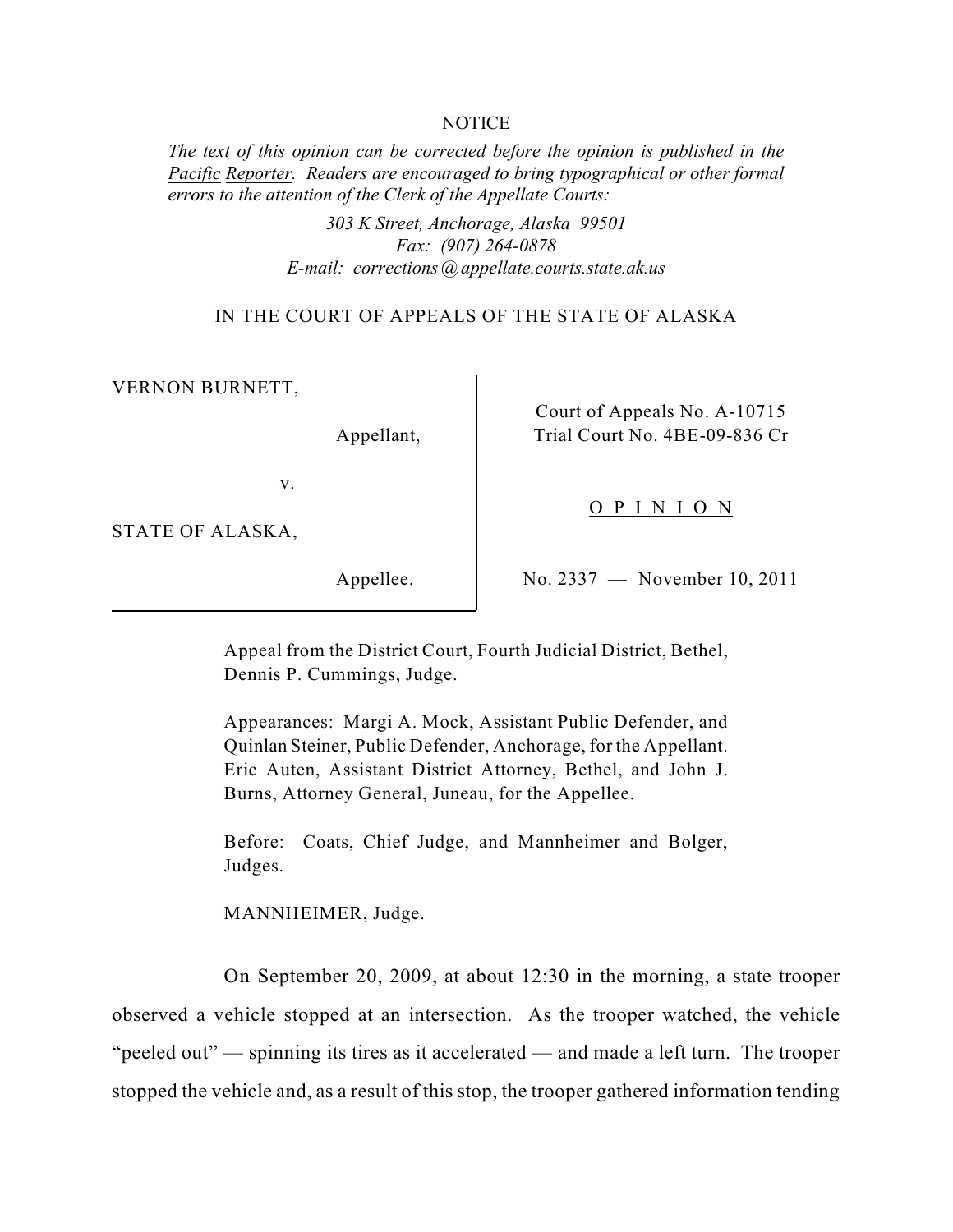NOTICE

*The text of this opinion can be corrected before the opinion is published in the Pacific Reporter. Readers are encouraged to bring typographical or other formal errors to the attention of the Clerk of the Appellate Courts:*

*303 K Street, Anchorage, Alaska 99501*
*Fax: (907) 264-0878*
*E-mail: corrections@appellate.courts.state.ak.us*

IN THE COURT OF APPEALS OF THE STATE OF ALASKA

| | |
|---|---|
| VERNON BURNETT, Appellant, | Court of Appeals No. A-10715 Trial Court No. 4BE-09-836 Cr |
| v. | O P I N I O N |
| STATE OF ALASKA, Appellee. | No. 2337 — November 10, 2011 |

Appeal from the District Court, Fourth Judicial District, Bethel, Dennis P. Cummings, Judge.

Appearances: Margi A. Mock, Assistant Public Defender, and Quinlan Steiner, Public Defender, Anchorage, for the Appellant. Eric Auten, Assistant District Attorney, Bethel, and John J. Burns, Attorney General, Juneau, for the Appellee.

Before: Coats, Chief Judge, and Mannheimer and Bolger, Judges.

MANNHEIMER, Judge.

On September 20, 2009, at about 12:30 in the morning, a state trooper observed a vehicle stopped at an intersection. As the trooper watched, the vehicle "peeled out" — spinning its tires as it accelerated — and made a left turn. The trooper stopped the vehicle and, as a result of this stop, the trooper gathered information tending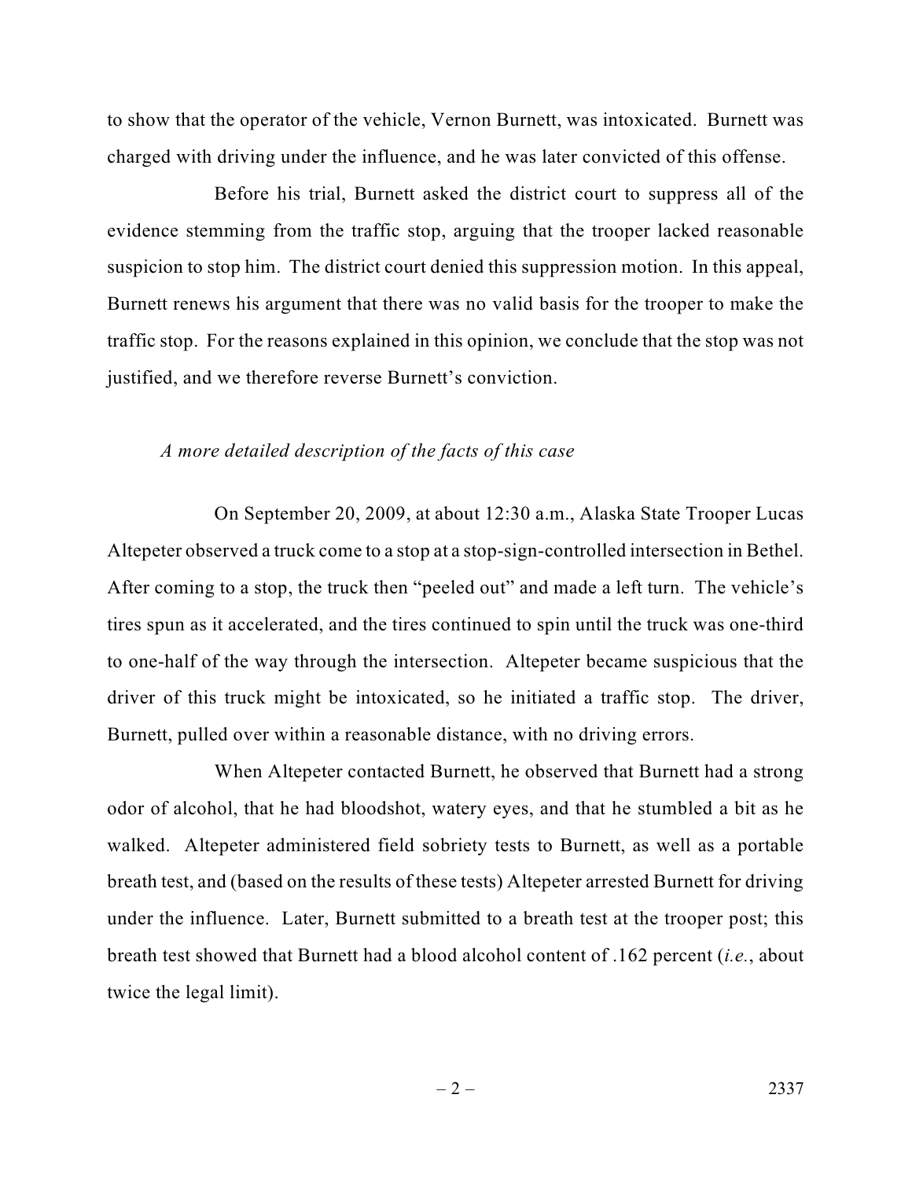to show that the operator of the vehicle, Vernon Burnett, was intoxicated. Burnett was charged with driving under the influence, and he was later convicted of this offense.

Before his trial, Burnett asked the district court to suppress all of the evidence stemming from the traffic stop, arguing that the trooper lacked reasonable suspicion to stop him. The district court denied this suppression motion. In this appeal, Burnett renews his argument that there was no valid basis for the trooper to make the traffic stop. For the reasons explained in this opinion, we conclude that the stop was not justified, and we therefore reverse Burnett's conviction.

*A more detailed description of the facts of this case*

On September 20, 2009, at about 12:30 a.m., Alaska State Trooper Lucas Altepeter observed a truck come to a stop at a stop-sign-controlled intersection in Bethel. After coming to a stop, the truck then "peeled out" and made a left turn. The vehicle's tires spun as it accelerated, and the tires continued to spin until the truck was one-third to one-half of the way through the intersection. Altepeter became suspicious that the driver of this truck might be intoxicated, so he initiated a traffic stop. The driver, Burnett, pulled over within a reasonable distance, with no driving errors.

When Altepeter contacted Burnett, he observed that Burnett had a strong odor of alcohol, that he had bloodshot, watery eyes, and that he stumbled a bit as he walked. Altepeter administered field sobriety tests to Burnett, as well as a portable breath test, and (based on the results of these tests) Altepeter arrested Burnett for driving under the influence. Later, Burnett submitted to a breath test at the trooper post; this breath test showed that Burnett had a blood alcohol content of .162 percent (*i.e.*, about twice the legal limit).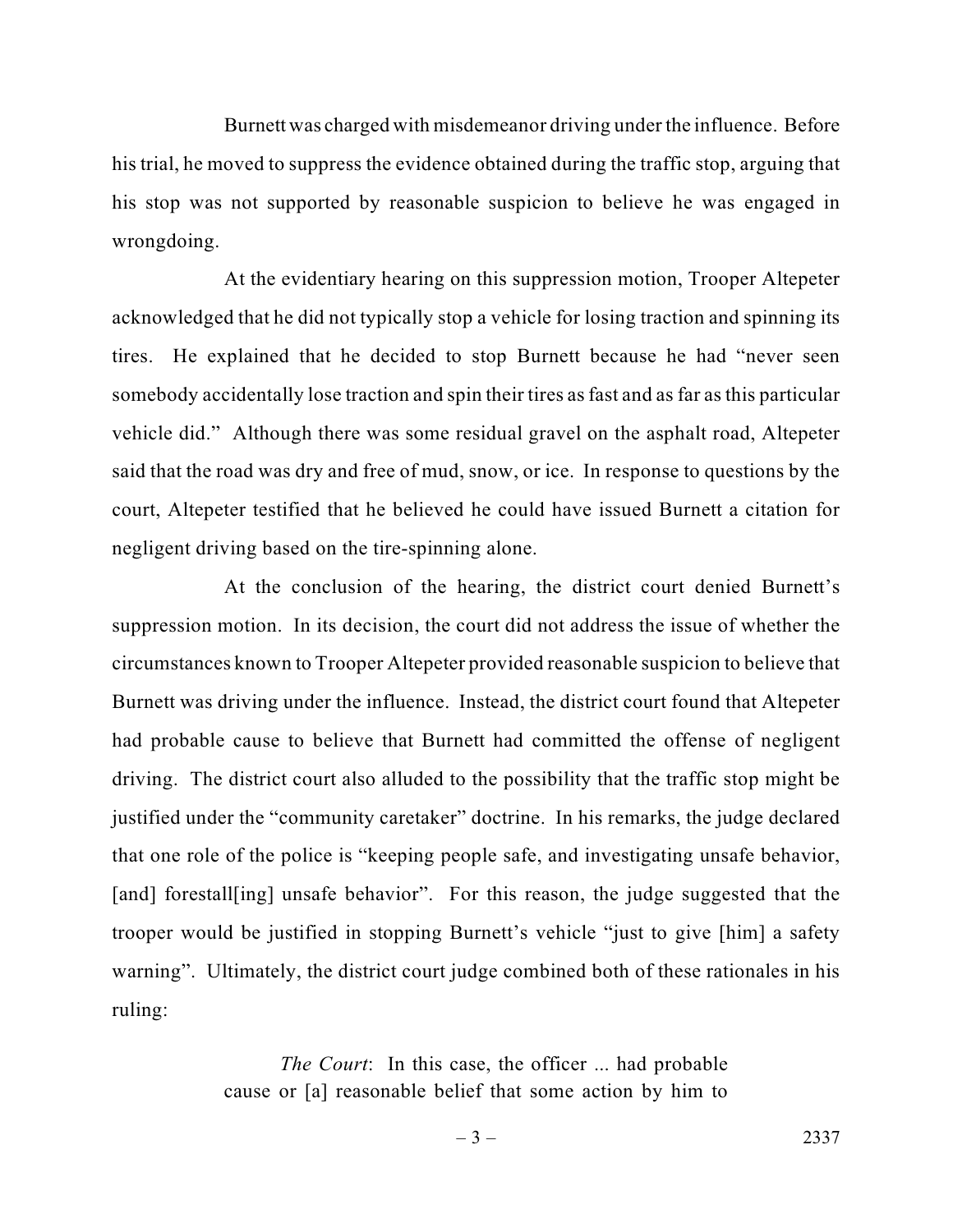Burnett was charged with misdemeanor driving under the influence. Before his trial, he moved to suppress the evidence obtained during the traffic stop, arguing that his stop was not supported by reasonable suspicion to believe he was engaged in wrongdoing.

At the evidentiary hearing on this suppression motion, Trooper Altepeter acknowledged that he did not typically stop a vehicle for losing traction and spinning its tires. He explained that he decided to stop Burnett because he had "never seen somebody accidentally lose traction and spin their tires as fast and as far as this particular vehicle did." Although there was some residual gravel on the asphalt road, Altepeter said that the road was dry and free of mud, snow, or ice. In response to questions by the court, Altepeter testified that he believed he could have issued Burnett a citation for negligent driving based on the tire-spinning alone.

At the conclusion of the hearing, the district court denied Burnett's suppression motion. In its decision, the court did not address the issue of whether the circumstances known to Trooper Altepeter provided reasonable suspicion to believe that Burnett was driving under the influence. Instead, the district court found that Altepeter had probable cause to believe that Burnett had committed the offense of negligent driving. The district court also alluded to the possibility that the traffic stop might be justified under the "community caretaker" doctrine. In his remarks, the judge declared that one role of the police is "keeping people safe, and investigating unsafe behavior, [and] forestall[ing] unsafe behavior". For this reason, the judge suggested that the trooper would be justified in stopping Burnett's vehicle "just to give [him] a safety warning". Ultimately, the district court judge combined both of these rationales in his ruling:

> *The Court*: In this case, the officer ... had probable cause or [a] reasonable belief that some action by him to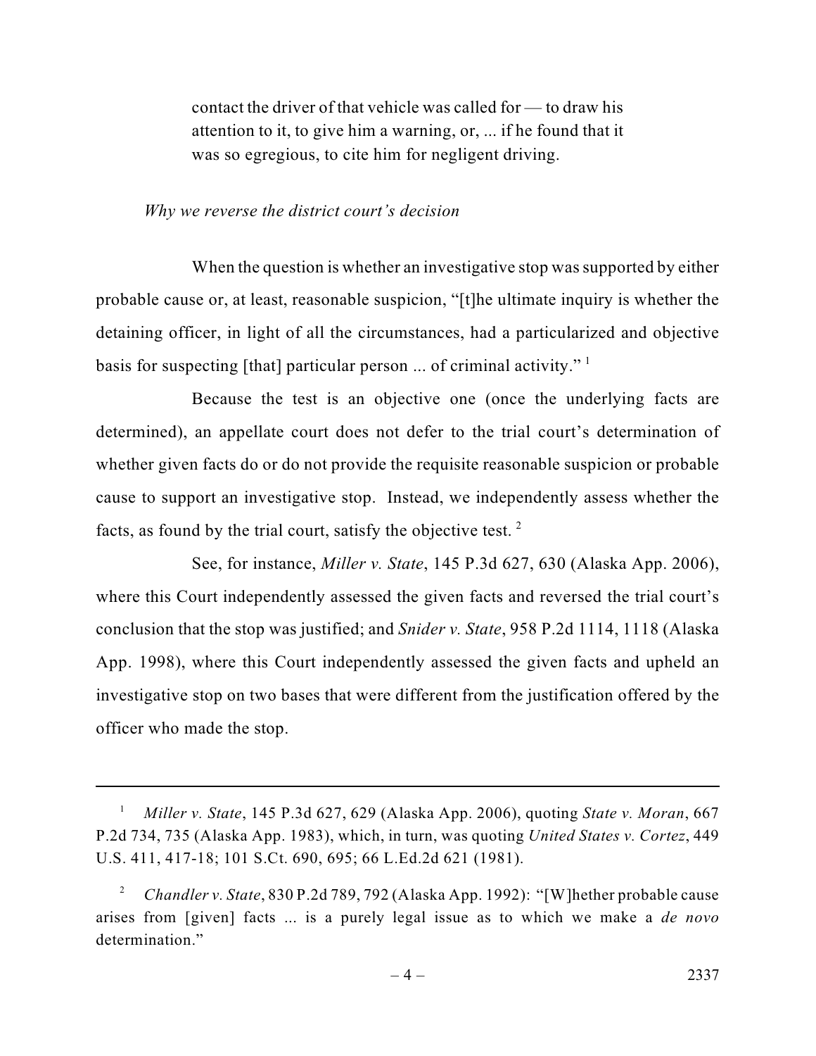> contact the driver of that vehicle was called for — to draw his attention to it, to give him a warning, or, ... if he found that it was so egregious, to cite him for negligent driving.

*Why we reverse the district court's decision*

When the question is whether an investigative stop was supported by either probable cause or, at least, reasonable suspicion, "[t]he ultimate inquiry is whether the detaining officer, in light of all the circumstances, had a particularized and objective basis for suspecting [that] particular person ... of criminal activity." [1]

Because the test is an objective one (once the underlying facts are determined), an appellate court does not defer to the trial court's determination of whether given facts do or do not provide the requisite reasonable suspicion or probable cause to support an investigative stop. Instead, we independently assess whether the facts, as found by the trial court, satisfy the objective test. [2]

See, for instance, *Miller v. State*, 145 P.3d 627, 630 (Alaska App. 2006), where this Court independently assessed the given facts and reversed the trial court's conclusion that the stop was justified; and *Snider v. State*, 958 P.2d 1114, 1118 (Alaska App. 1998), where this Court independently assessed the given facts and upheld an investigative stop on two bases that were different from the justification offered by the officer who made the stop.

---

[1] *Miller v. State*, 145 P.3d 627, 629 (Alaska App. 2006), quoting *State v. Moran*, 667 P.2d 734, 735 (Alaska App. 1983), which, in turn, was quoting *United States v. Cortez*, 449 U.S. 411, 417-18; 101 S.Ct. 690, 695; 66 L.Ed.2d 621 (1981).

[2] *Chandler v. State*, 830 P.2d 789, 792 (Alaska App. 1992): "[W]hether probable cause arises from [given] facts ... is a purely legal issue as to which we make a *de novo* determination."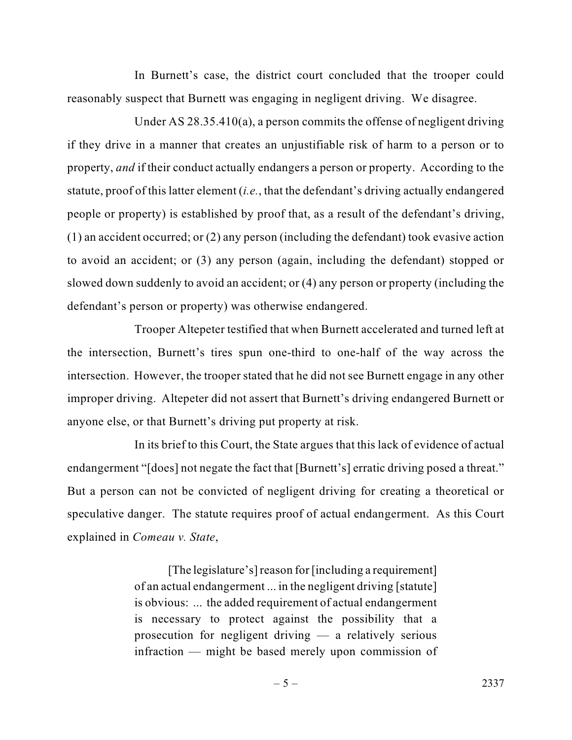In Burnett's case, the district court concluded that the trooper could reasonably suspect that Burnett was engaging in negligent driving. We disagree.

Under AS 28.35.410(a), a person commits the offense of negligent driving if they drive in a manner that creates an unjustifiable risk of harm to a person or to property, *and* if their conduct actually endangers a person or property. According to the statute, proof of this latter element (*i.e.*, that the defendant's driving actually endangered people or property) is established by proof that, as a result of the defendant's driving, (1) an accident occurred; or (2) any person (including the defendant) took evasive action to avoid an accident; or (3) any person (again, including the defendant) stopped or slowed down suddenly to avoid an accident; or (4) any person or property (including the defendant's person or property) was otherwise endangered.

Trooper Altepeter testified that when Burnett accelerated and turned left at the intersection, Burnett's tires spun one-third to one-half of the way across the intersection. However, the trooper stated that he did not see Burnett engage in any other improper driving. Altepeter did not assert that Burnett's driving endangered Burnett or anyone else, or that Burnett's driving put property at risk.

In its brief to this Court, the State argues that this lack of evidence of actual endangerment "[does] not negate the fact that [Burnett's] erratic driving posed a threat." But a person can not be convicted of negligent driving for creating a theoretical or speculative danger. The statute requires proof of actual endangerment. As this Court explained in *Comeau v. State*,

> [The legislature's] reason for [including a requirement] of an actual endangerment ... in the negligent driving [statute] is obvious: ... the added requirement of actual endangerment is necessary to protect against the possibility that a prosecution for negligent driving — a relatively serious infraction — might be based merely upon commission of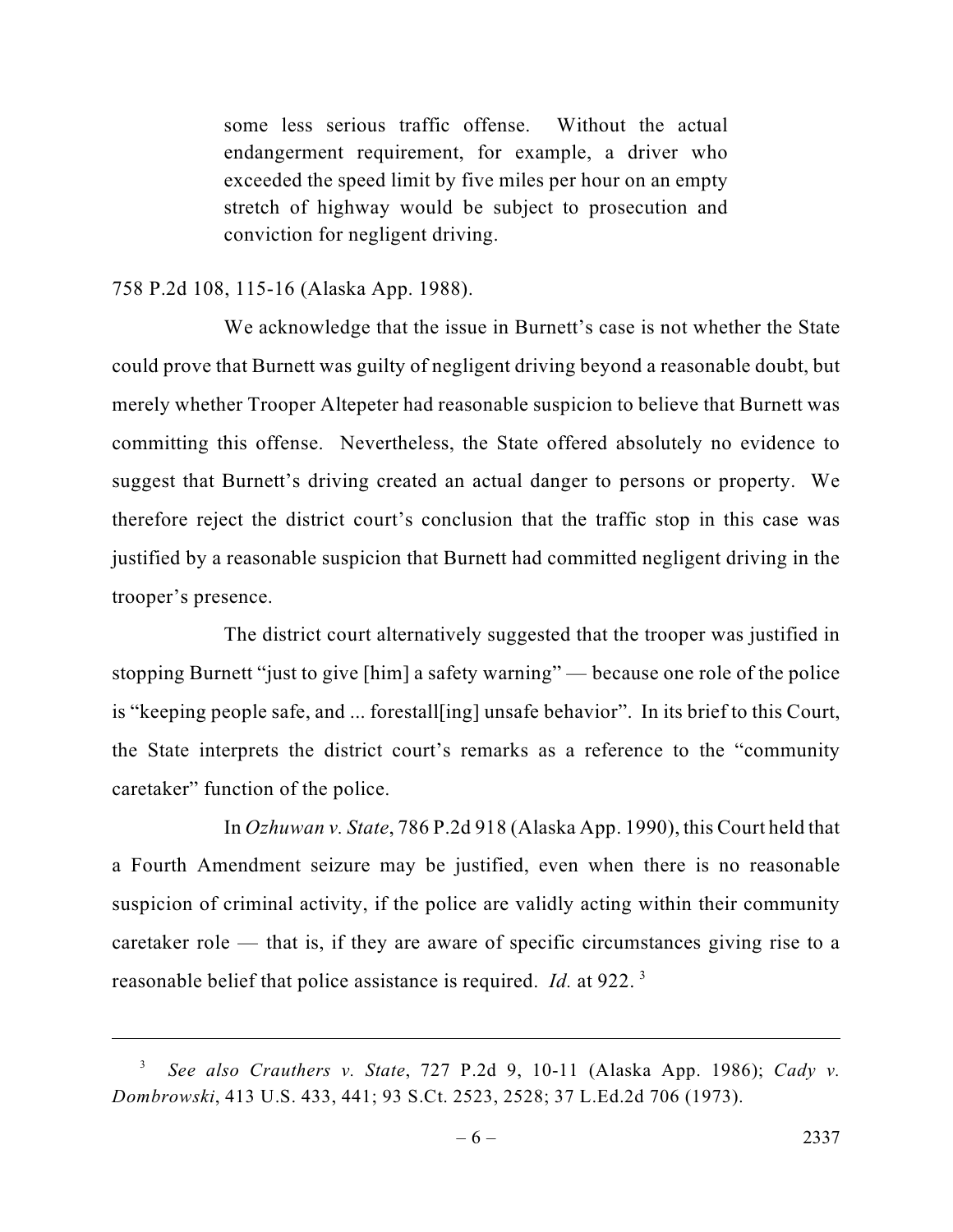> some less serious traffic offense. Without the actual endangerment requirement, for example, a driver who exceeded the speed limit by five miles per hour on an empty stretch of highway would be subject to prosecution and conviction for negligent driving.

758 P.2d 108, 115-16 (Alaska App. 1988).

We acknowledge that the issue in Burnett's case is not whether the State could prove that Burnett was guilty of negligent driving beyond a reasonable doubt, but merely whether Trooper Altepeter had reasonable suspicion to believe that Burnett was committing this offense. Nevertheless, the State offered absolutely no evidence to suggest that Burnett's driving created an actual danger to persons or property. We therefore reject the district court's conclusion that the traffic stop in this case was justified by a reasonable suspicion that Burnett had committed negligent driving in the trooper's presence.

The district court alternatively suggested that the trooper was justified in stopping Burnett "just to give [him] a safety warning" — because one role of the police is "keeping people safe, and ... forestall[ing] unsafe behavior". In its brief to this Court, the State interprets the district court's remarks as a reference to the "community caretaker" function of the police.

In *Ozhuwan v. State*, 786 P.2d 918 (Alaska App. 1990), this Court held that a Fourth Amendment seizure may be justified, even when there is no reasonable suspicion of criminal activity, if the police are validly acting within their community caretaker role — that is, if they are aware of specific circumstances giving rise to a reasonable belief that police assistance is required. *Id.* at 922. [3]

---

[3] *See also Crauthers v. State*, 727 P.2d 9, 10-11 (Alaska App. 1986); *Cady v. Dombrowski*, 413 U.S. 433, 441; 93 S.Ct. 2523, 2528; 37 L.Ed.2d 706 (1973).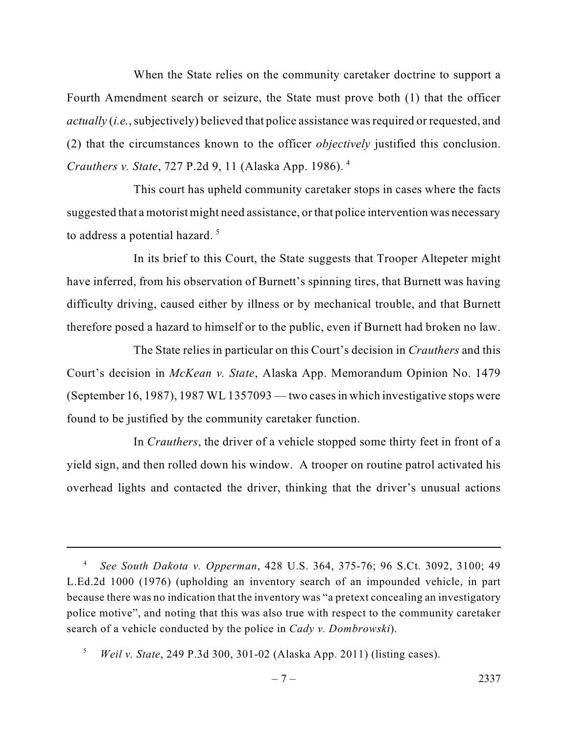When the State relies on the community caretaker doctrine to support a Fourth Amendment search or seizure, the State must prove both (1) that the officer *actually* (*i.e.*, subjectively) believed that police assistance was required or requested, and (2) that the circumstances known to the officer *objectively* justified this conclusion. *Crauthers v. State*, 727 P.2d 9, 11 (Alaska App. 1986). [4]

This court has upheld community caretaker stops in cases where the facts suggested that a motorist might need assistance, or that police intervention was necessary to address a potential hazard. [5]

In its brief to this Court, the State suggests that Trooper Altepeter might have inferred, from his observation of Burnett's spinning tires, that Burnett was having difficulty driving, caused either by illness or by mechanical trouble, and that Burnett therefore posed a hazard to himself or to the public, even if Burnett had broken no law.

The State relies in particular on this Court's decision in *Crauthers* and this Court's decision in *McKean v. State*, Alaska App. Memorandum Opinion No. 1479 (September 16, 1987), 1987 WL 1357093 — two cases in which investigative stops were found to be justified by the community caretaker function.

In *Crauthers*, the driver of a vehicle stopped some thirty feet in front of a yield sign, and then rolled down his window. A trooper on routine patrol activated his overhead lights and contacted the driver, thinking that the driver's unusual actions

---

[4] *See South Dakota v. Opperman*, 428 U.S. 364, 375-76; 96 S.Ct. 3092, 3100; 49 L.Ed.2d 1000 (1976) (upholding an inventory search of an impounded vehicle, in part because there was no indication that the inventory was "a pretext concealing an investigatory police motive", and noting that this was also true with respect to the community caretaker search of a vehicle conducted by the police in *Cady v. Dombrowski*).

[5] *Weil v. State*, 249 P.3d 300, 301-02 (Alaska App. 2011) (listing cases).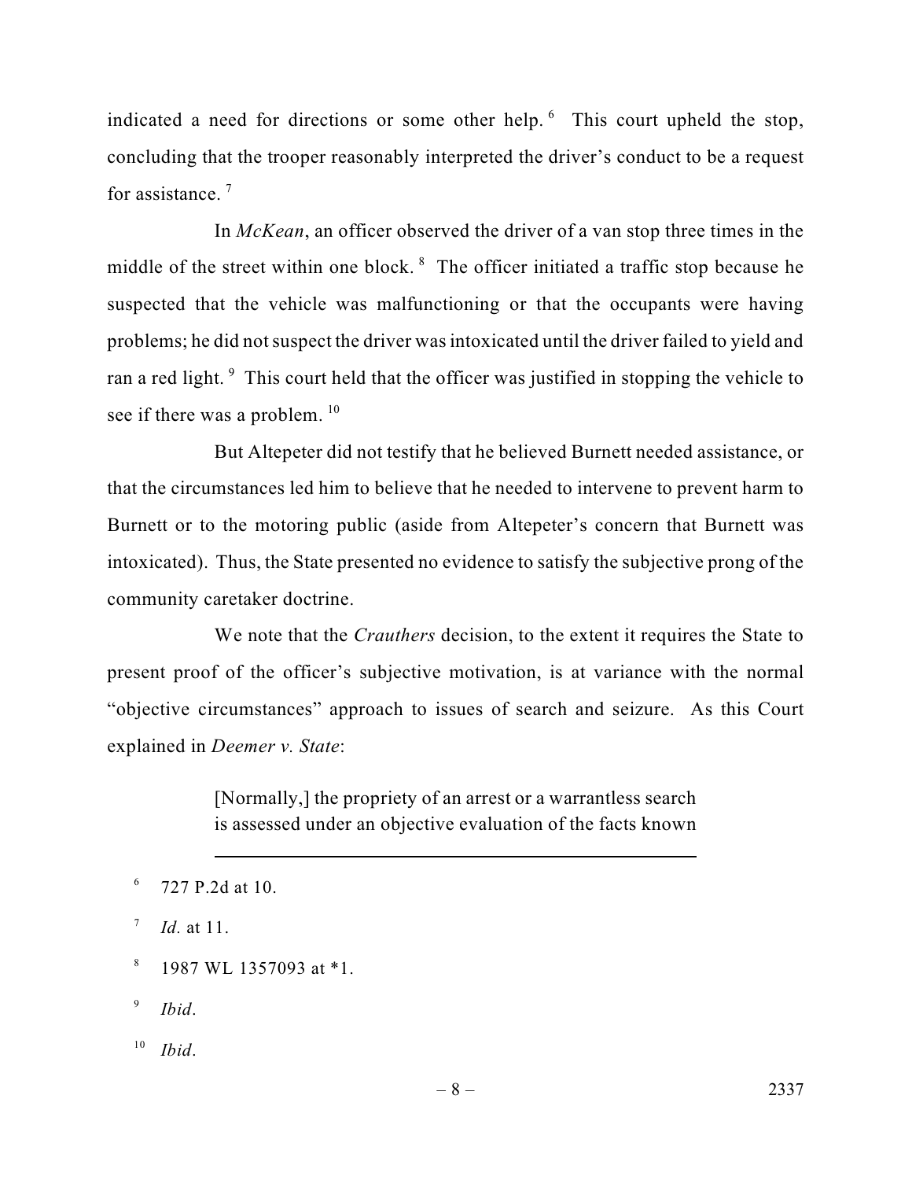indicated a need for directions or some other help. [6] This court upheld the stop, concluding that the trooper reasonably interpreted the driver's conduct to be a request for assistance. [7]

In *McKean*, an officer observed the driver of a van stop three times in the middle of the street within one block. [8] The officer initiated a traffic stop because he suspected that the vehicle was malfunctioning or that the occupants were having problems; he did not suspect the driver was intoxicated until the driver failed to yield and ran a red light. [9] This court held that the officer was justified in stopping the vehicle to see if there was a problem. [10]

But Altepeter did not testify that he believed Burnett needed assistance, or that the circumstances led him to believe that he needed to intervene to prevent harm to Burnett or to the motoring public (aside from Altepeter's concern that Burnett was intoxicated). Thus, the State presented no evidence to satisfy the subjective prong of the community caretaker doctrine.

We note that the *Crauthers* decision, to the extent it requires the State to present proof of the officer's subjective motivation, is at variance with the normal "objective circumstances" approach to issues of search and seizure. As this Court explained in *Deemer v. State*:

> [Normally,] the propriety of an arrest or a warrantless search is assessed under an objective evaluation of the facts known

---

[6] 727 P.2d at 10.

[7] *Id.* at 11.

[8] 1987 WL 1357093 at *1.

[9] *Ibid.*

[10] *Ibid.*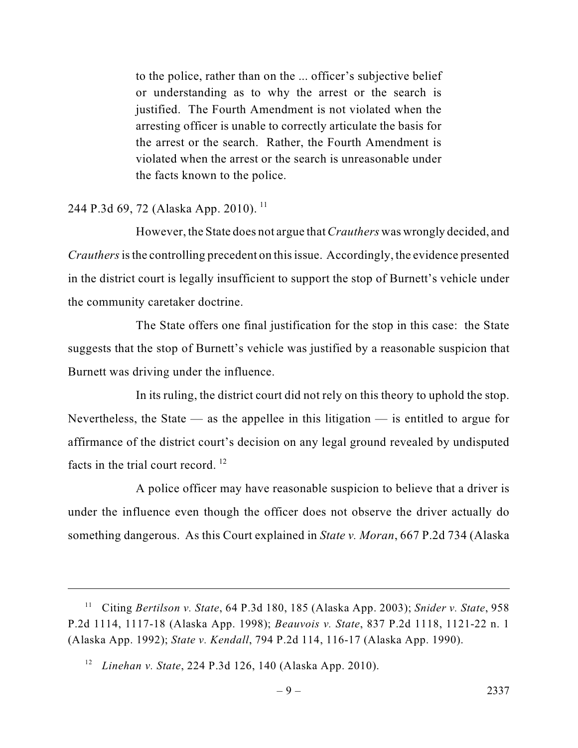> to the police, rather than on the ... officer's subjective belief or understanding as to why the arrest or the search is justified. The Fourth Amendment is not violated when the arresting officer is unable to correctly articulate the basis for the arrest or the search. Rather, the Fourth Amendment is violated when the arrest or the search is unreasonable under the facts known to the police.

244 P.3d 69, 72 (Alaska App. 2010).[11]

However, the State does not argue that *Crauthers* was wrongly decided, and *Crauthers* is the controlling precedent on this issue. Accordingly, the evidence presented in the district court is legally insufficient to support the stop of Burnett's vehicle under the community caretaker doctrine.

The State offers one final justification for the stop in this case: the State suggests that the stop of Burnett's vehicle was justified by a reasonable suspicion that Burnett was driving under the influence.

In its ruling, the district court did not rely on this theory to uphold the stop. Nevertheless, the State — as the appellee in this litigation — is entitled to argue for affirmance of the district court's decision on any legal ground revealed by undisputed facts in the trial court record.[12]

A police officer may have reasonable suspicion to believe that a driver is under the influence even though the officer does not observe the driver actually do something dangerous. As this Court explained in *State v. Moran*, 667 P.2d 734 (Alaska

---

[11] Citing *Bertilson v. State*, 64 P.3d 180, 185 (Alaska App. 2003); *Snider v. State*, 958 P.2d 1114, 1117-18 (Alaska App. 1998); *Beauvois v. State*, 837 P.2d 1118, 1121-22 n. 1 (Alaska App. 1992); *State v. Kendall*, 794 P.2d 114, 116-17 (Alaska App. 1990).

[12] *Linehan v. State*, 224 P.3d 126, 140 (Alaska App. 2010).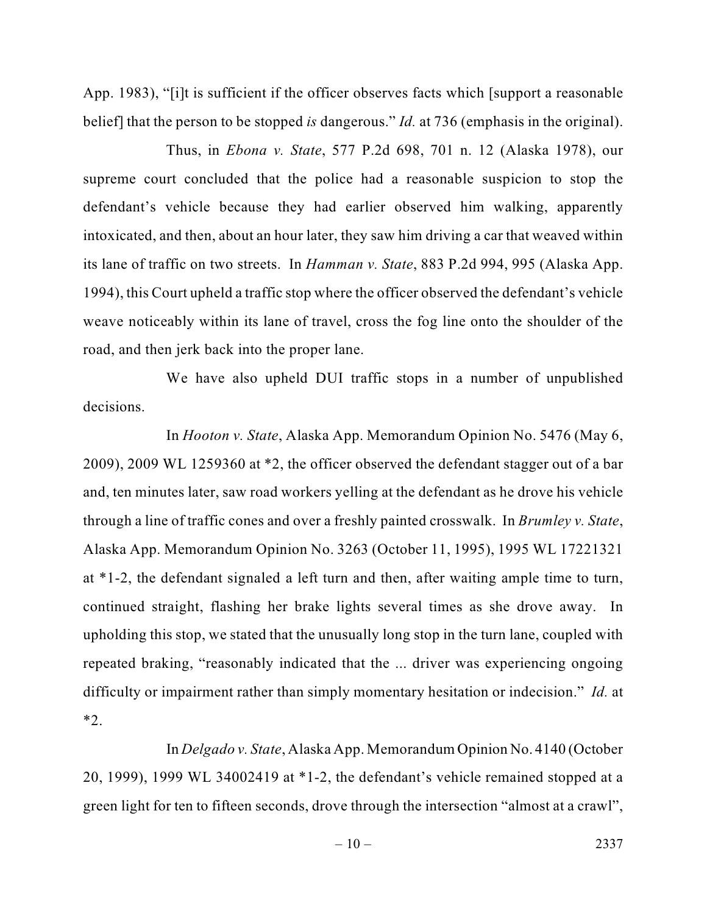App. 1983), "[i]t is sufficient if the officer observes facts which [support a reasonable belief] that the person to be stopped *is* dangerous." *Id.* at 736 (emphasis in the original).

Thus, in *Ebona v. State*, 577 P.2d 698, 701 n. 12 (Alaska 1978), our supreme court concluded that the police had a reasonable suspicion to stop the defendant's vehicle because they had earlier observed him walking, apparently intoxicated, and then, about an hour later, they saw him driving a car that weaved within its lane of traffic on two streets. In *Hamman v. State*, 883 P.2d 994, 995 (Alaska App. 1994), this Court upheld a traffic stop where the officer observed the defendant's vehicle weave noticeably within its lane of travel, cross the fog line onto the shoulder of the road, and then jerk back into the proper lane.

We have also upheld DUI traffic stops in a number of unpublished decisions.

In *Hooton v. State*, Alaska App. Memorandum Opinion No. 5476 (May 6, 2009), 2009 WL 1259360 at *2, the officer observed the defendant stagger out of a bar and, ten minutes later, saw road workers yelling at the defendant as he drove his vehicle through a line of traffic cones and over a freshly painted crosswalk. In *Brumley v. State*, Alaska App. Memorandum Opinion No. 3263 (October 11, 1995), 1995 WL 17221321 at *1-2, the defendant signaled a left turn and then, after waiting ample time to turn, continued straight, flashing her brake lights several times as she drove away. In upholding this stop, we stated that the unusually long stop in the turn lane, coupled with repeated braking, "reasonably indicated that the ... driver was experiencing ongoing difficulty or impairment rather than simply momentary hesitation or indecision." *Id.* at *2.

In *Delgado v. State*, Alaska App. Memorandum Opinion No. 4140 (October 20, 1999), 1999 WL 34002419 at *1-2, the defendant's vehicle remained stopped at a green light for ten to fifteen seconds, drove through the intersection "almost at a crawl",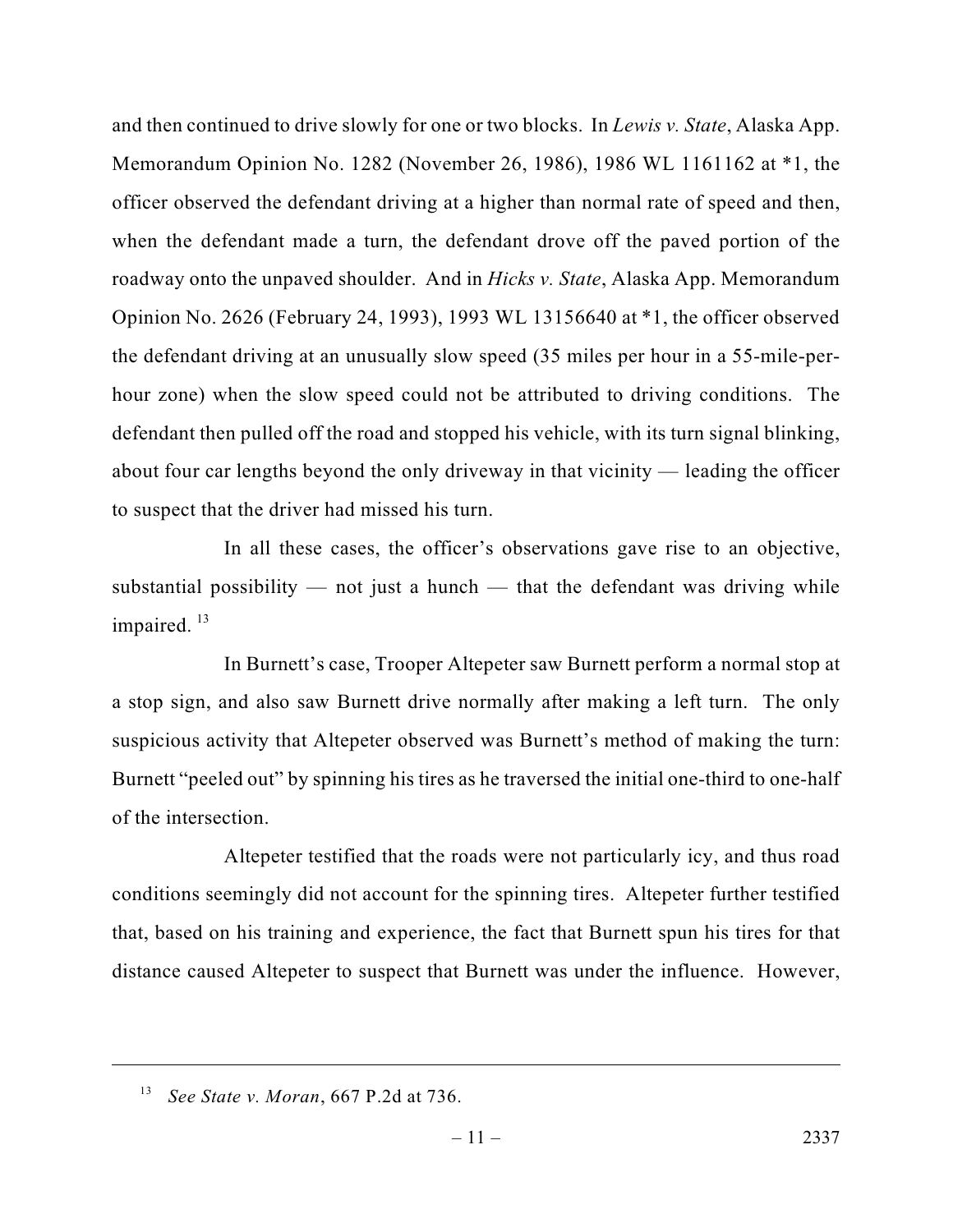and then continued to drive slowly for one or two blocks. In *Lewis v. State*, Alaska App. Memorandum Opinion No. 1282 (November 26, 1986), 1986 WL 1161162 at *1, the officer observed the defendant driving at a higher than normal rate of speed and then, when the defendant made a turn, the defendant drove off the paved portion of the roadway onto the unpaved shoulder. And in *Hicks v. State*, Alaska App. Memorandum Opinion No. 2626 (February 24, 1993), 1993 WL 13156640 at *1, the officer observed the defendant driving at an unusually slow speed (35 miles per hour in a 55-mile-per-hour zone) when the slow speed could not be attributed to driving conditions. The defendant then pulled off the road and stopped his vehicle, with its turn signal blinking, about four car lengths beyond the only driveway in that vicinity — leading the officer to suspect that the driver had missed his turn.

In all these cases, the officer's observations gave rise to an objective, substantial possibility — not just a hunch — that the defendant was driving while impaired. [13]

In Burnett's case, Trooper Altepeter saw Burnett perform a normal stop at a stop sign, and also saw Burnett drive normally after making a left turn. The only suspicious activity that Altepeter observed was Burnett's method of making the turn: Burnett "peeled out" by spinning his tires as he traversed the initial one-third to one-half of the intersection.

Altepeter testified that the roads were not particularly icy, and thus road conditions seemingly did not account for the spinning tires. Altepeter further testified that, based on his training and experience, the fact that Burnett spun his tires for that distance caused Altepeter to suspect that Burnett was under the influence. However,

---

[13] *See State v. Moran*, 667 P.2d at 736.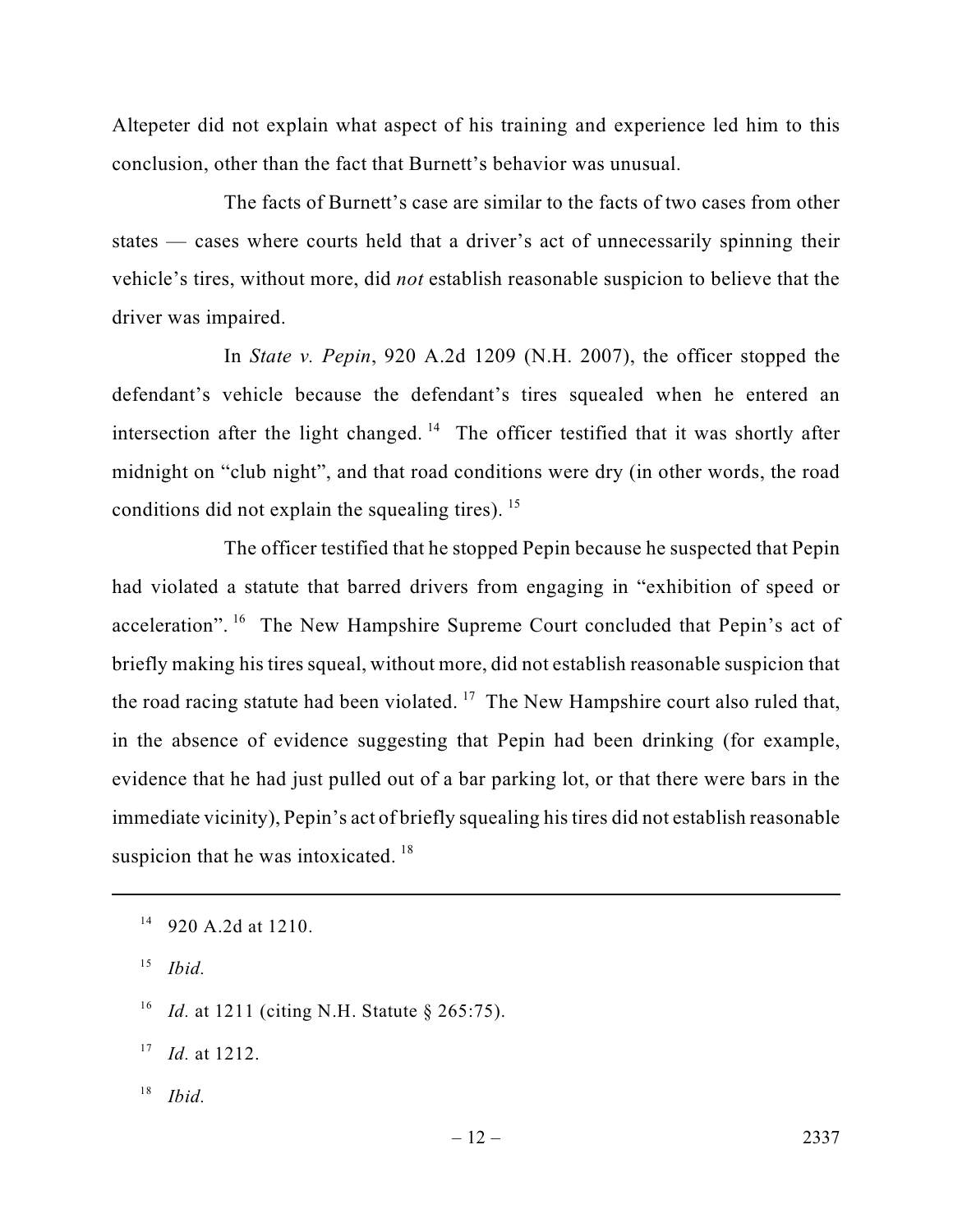Altepeter did not explain what aspect of his training and experience led him to this conclusion, other than the fact that Burnett's behavior was unusual.

The facts of Burnett's case are similar to the facts of two cases from other states — cases where courts held that a driver's act of unnecessarily spinning their vehicle's tires, without more, did *not* establish reasonable suspicion to believe that the driver was impaired.

In *State v. Pepin*, 920 A.2d 1209 (N.H. 2007), the officer stopped the defendant's vehicle because the defendant's tires squealed when he entered an intersection after the light changed.[14] The officer testified that it was shortly after midnight on "club night", and that road conditions were dry (in other words, the road conditions did not explain the squealing tires).[15]

The officer testified that he stopped Pepin because he suspected that Pepin had violated a statute that barred drivers from engaging in "exhibition of speed or acceleration".[16] The New Hampshire Supreme Court concluded that Pepin's act of briefly making his tires squeal, without more, did not establish reasonable suspicion that the road racing statute had been violated.[17] The New Hampshire court also ruled that, in the absence of evidence suggesting that Pepin had been drinking (for example, evidence that he had just pulled out of a bar parking lot, or that there were bars in the immediate vicinity), Pepin's act of briefly squealing his tires did not establish reasonable suspicion that he was intoxicated.[18]

---

[14] 920 A.2d at 1210.

[15] *Ibid.*

[16] *Id.* at 1211 (citing N.H. Statute § 265:75).

[17] *Id.* at 1212.

[18] *Ibid.*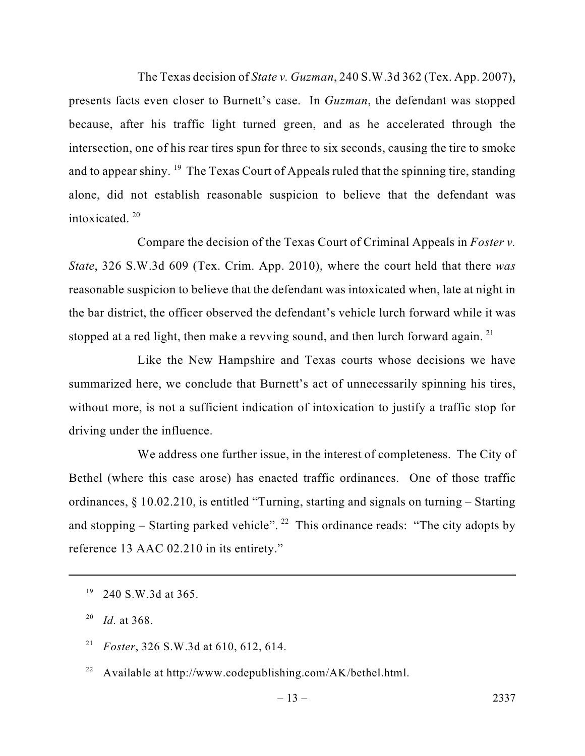The Texas decision of *State v. Guzman*, 240 S.W.3d 362 (Tex. App. 2007), presents facts even closer to Burnett's case. In *Guzman*, the defendant was stopped because, after his traffic light turned green, and as he accelerated through the intersection, one of his rear tires spun for three to six seconds, causing the tire to smoke and to appear shiny. [19] The Texas Court of Appeals ruled that the spinning tire, standing alone, did not establish reasonable suspicion to believe that the defendant was intoxicated. [20]

Compare the decision of the Texas Court of Criminal Appeals in *Foster v. State*, 326 S.W.3d 609 (Tex. Crim. App. 2010), where the court held that there *was* reasonable suspicion to believe that the defendant was intoxicated when, late at night in the bar district, the officer observed the defendant's vehicle lurch forward while it was stopped at a red light, then make a revving sound, and then lurch forward again. [21]

Like the New Hampshire and Texas courts whose decisions we have summarized here, we conclude that Burnett's act of unnecessarily spinning his tires, without more, is not a sufficient indication of intoxication to justify a traffic stop for driving under the influence.

We address one further issue, in the interest of completeness. The City of Bethel (where this case arose) has enacted traffic ordinances. One of those traffic ordinances, § 10.02.210, is entitled "Turning, starting and signals on turning – Starting and stopping – Starting parked vehicle". [22] This ordinance reads: "The city adopts by reference 13 AAC 02.210 in its entirety."

---

[19] 240 S.W.3d at 365.

[20] *Id.* at 368.

[21] *Foster*, 326 S.W.3d at 610, 612, 614.

[22] Available at http://www.codepublishing.com/AK/bethel.html.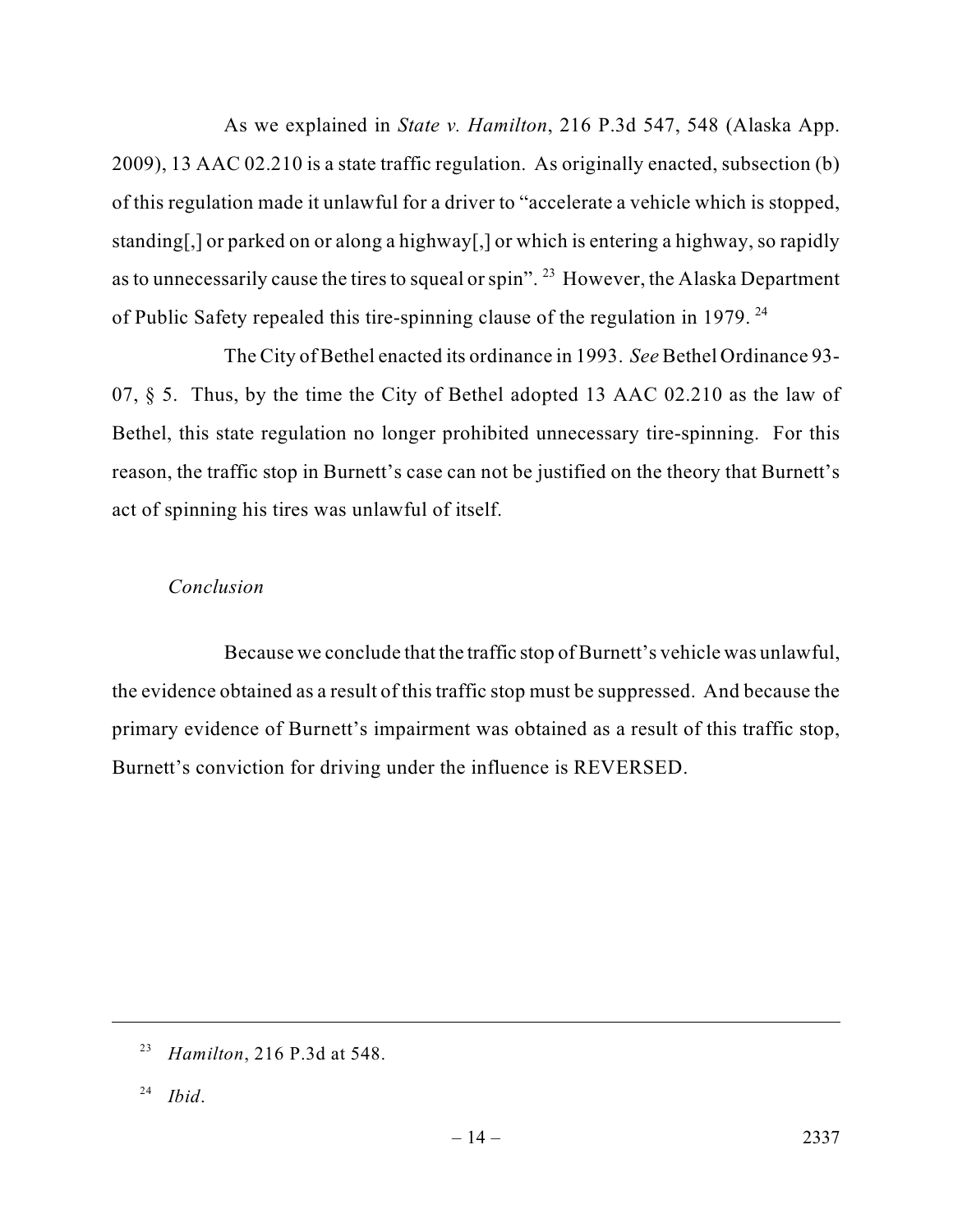As we explained in *State v. Hamilton*, 216 P.3d 547, 548 (Alaska App. 2009), 13 AAC 02.210 is a state traffic regulation. As originally enacted, subsection (b) of this regulation made it unlawful for a driver to "accelerate a vehicle which is stopped, standing[,] or parked on or along a highway[,] or which is entering a highway, so rapidly as to unnecessarily cause the tires to squeal or spin".[23] However, the Alaska Department of Public Safety repealed this tire-spinning clause of the regulation in 1979.[24]

The City of Bethel enacted its ordinance in 1993. *See* Bethel Ordinance 93-07, § 5. Thus, by the time the City of Bethel adopted 13 AAC 02.210 as the law of Bethel, this state regulation no longer prohibited unnecessary tire-spinning. For this reason, the traffic stop in Burnett's case can not be justified on the theory that Burnett's act of spinning his tires was unlawful of itself.

*Conclusion*

Because we conclude that the traffic stop of Burnett's vehicle was unlawful, the evidence obtained as a result of this traffic stop must be suppressed. And because the primary evidence of Burnett's impairment was obtained as a result of this traffic stop, Burnett's conviction for driving under the influence is REVERSED.

---

[23] *Hamilton*, 216 P.3d at 548.

[24] *Ibid*.